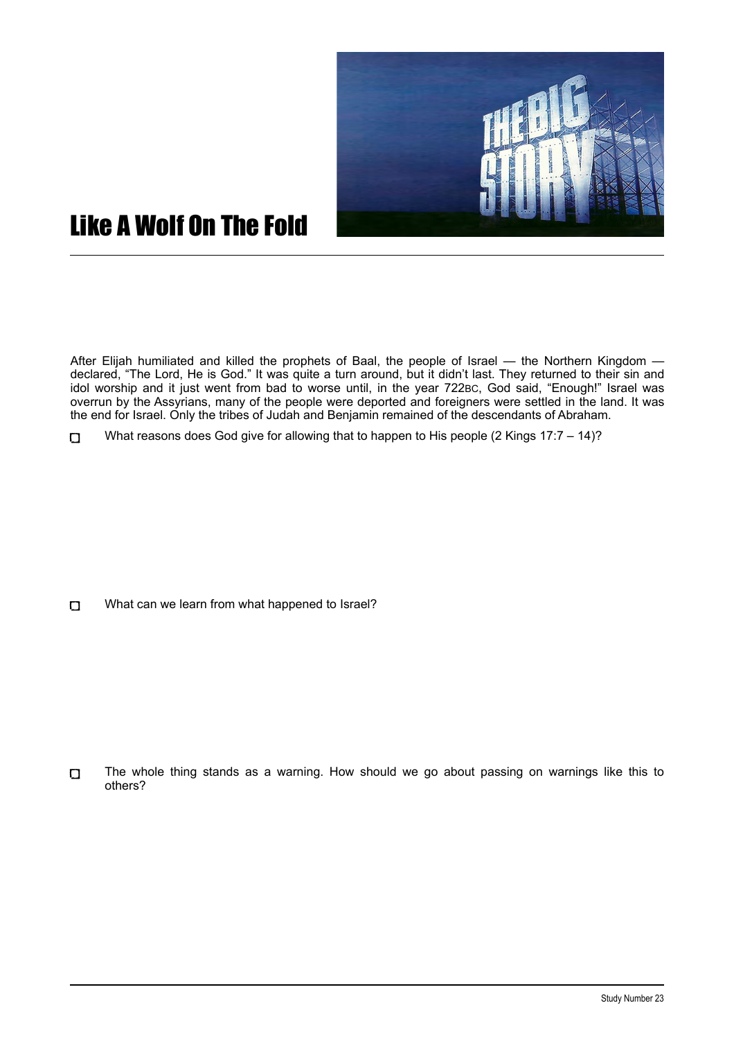# Like A Wolf On The Fold

After Elijah humiliated and killed the prophets of Baal, the people of Israel — the Northern Kingdom — declared, “The Lord, He is God.” It was quite a turn around, but it didn’t last. They returned to their sin and idol worship and it just went from bad to worse until, in the year 722BC, God said, “Enough!” Israel was overrun by the Assyrians, many of the people were deported and foreigners were settled in the land. It was the end for Israel. Only the tribes of Judah and Benjamin remained of the descendants of Abraham.

- [ ] What reasons does God give for allowing that to happen to His people (2 Kings 17:7 – 14)?

- [ ] What can we learn from what happened to Israel?

- [ ] The whole thing stands as a warning. How should we go about passing on warnings like this to others?

Study Number 23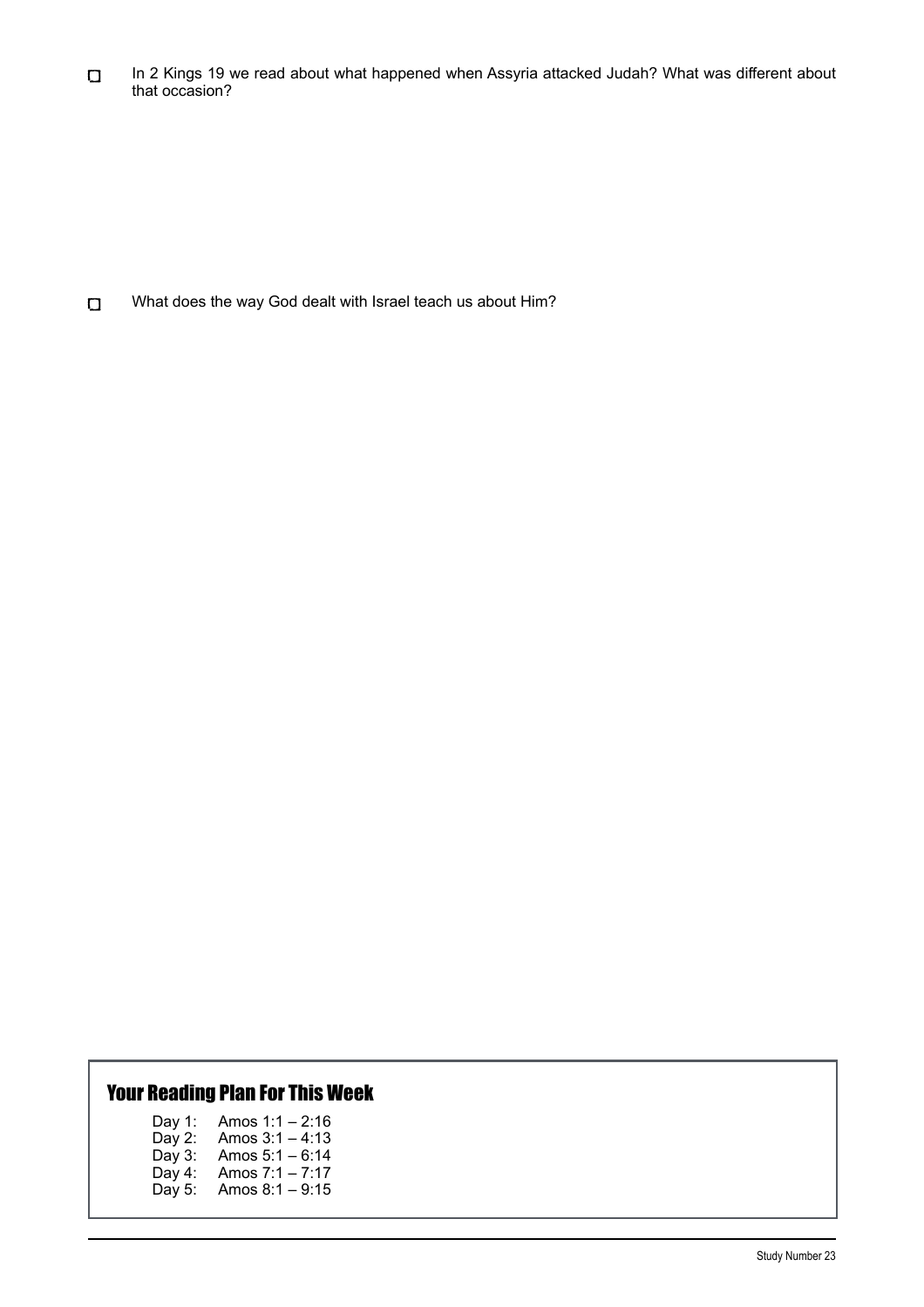- [ ] In 2 Kings 19 we read about what happened when Assyria attacked Judah? What was different about that occasion?

- [ ] What does the way God dealt with Israel teach us about Him?

## Your Reading Plan For This Week

Day 1: Amos 1:1 – 2:16
Day 2: Amos 3:1 – 4:13
Day 3: Amos 5:1 – 6:14
Day 4: Amos 7:1 – 7:17
Day 5: Amos 8:1 – 9:15